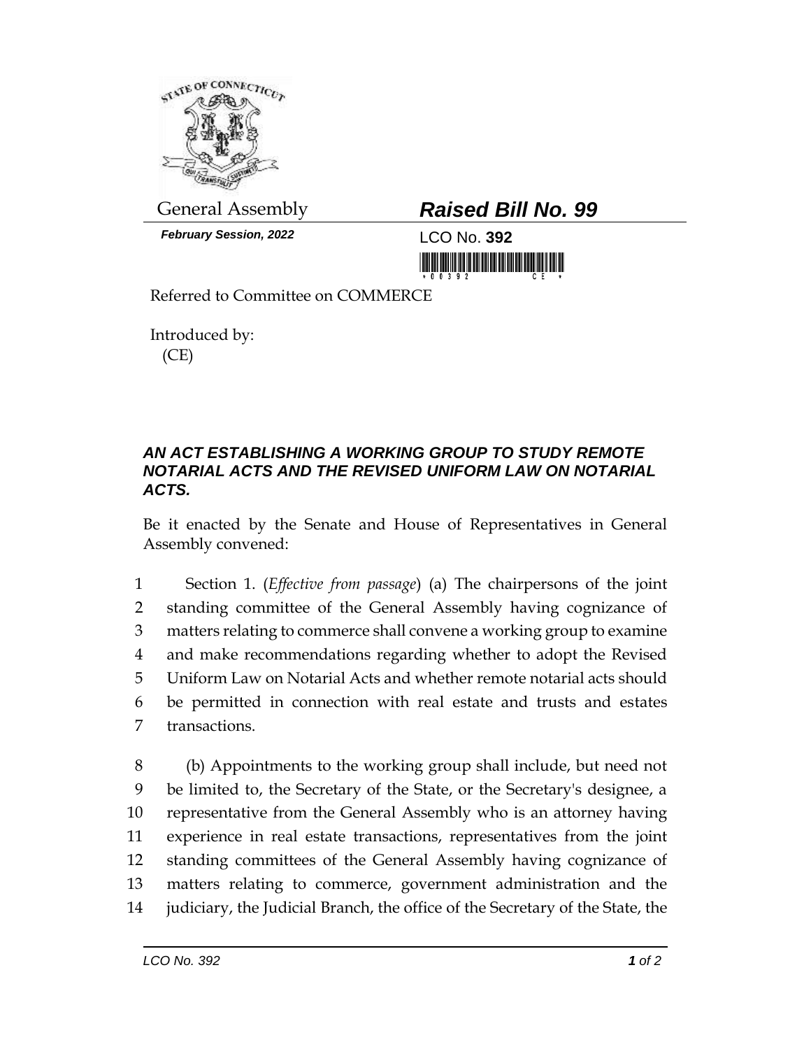General Assembly

***February Session, 2022***

## *Raised Bill No. 99*

LCO No. **392**

Referred to Committee on COMMERCE

Introduced by:
(CE)

### *AN ACT ESTABLISHING A WORKING GROUP TO STUDY REMOTE NOTARIAL ACTS AND THE REVISED UNIFORM LAW ON NOTARIAL ACTS.*

Be it enacted by the Senate and House of Representatives in General Assembly convened:

1 Section 1. (*Effective from passage*) (a) The chairpersons of the joint
2 standing committee of the General Assembly having cognizance of
3 matters relating to commerce shall convene a working group to examine
4 and make recommendations regarding whether to adopt the Revised
5 Uniform Law on Notarial Acts and whether remote notarial acts should
6 be permitted in connection with real estate and trusts and estates
7 transactions.

8 (b) Appointments to the working group shall include, but need not
9 be limited to, the Secretary of the State, or the Secretary's designee, a
10 representative from the General Assembly who is an attorney having
11 experience in real estate transactions, representatives from the joint
12 standing committees of the General Assembly having cognizance of
13 matters relating to commerce, government administration and the
14 judiciary, the Judicial Branch, the office of the Secretary of the State, the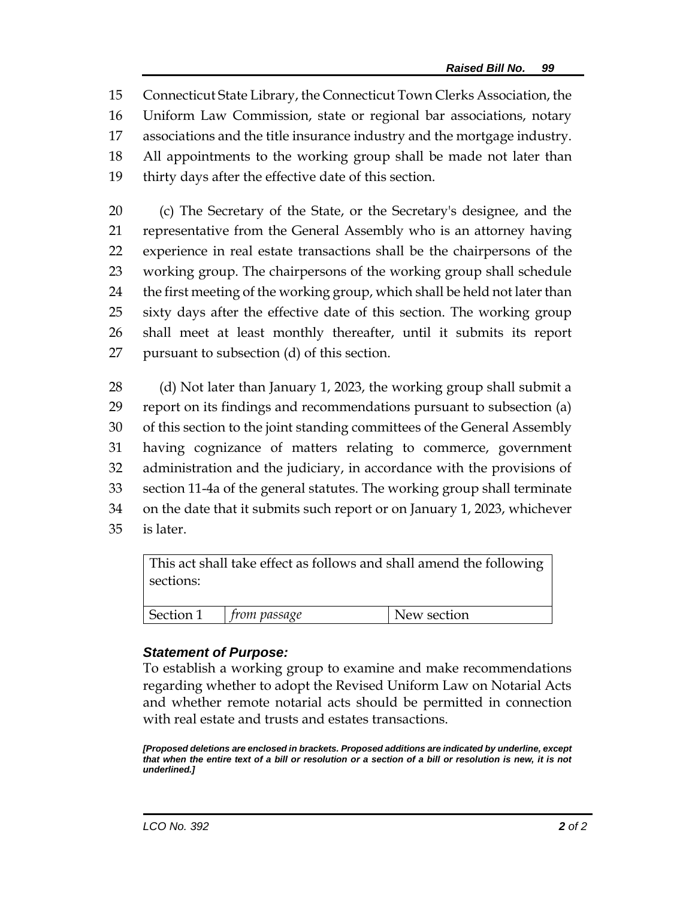15 Connecticut State Library, the Connecticut Town Clerks Association, the
16 Uniform Law Commission, state or regional bar associations, notary
17 associations and the title insurance industry and the mortgage industry.
18 All appointments to the working group shall be made not later than
19 thirty days after the effective date of this section.

20 (c) The Secretary of the State, or the Secretary's designee, and the
21 representative from the General Assembly who is an attorney having
22 experience in real estate transactions shall be the chairpersons of the
23 working group. The chairpersons of the working group shall schedule
24 the first meeting of the working group, which shall be held not later than
25 sixty days after the effective date of this section. The working group
26 shall meet at least monthly thereafter, until it submits its report
27 pursuant to subsection (d) of this section.

28 (d) Not later than January 1, 2023, the working group shall submit a
29 report on its findings and recommendations pursuant to subsection (a)
30 of this section to the joint standing committees of the General Assembly
31 having cognizance of matters relating to commerce, government
32 administration and the judiciary, in accordance with the provisions of
33 section 11-4a of the general statutes. The working group shall terminate
34 on the date that it submits such report or on January 1, 2023, whichever
35 is later.

| This act shall take effect as follows and shall amend the following sections: | | |
|---|---|---|
| Section 1 | *from passage* | New section |

### *Statement of Purpose:*

To establish a working group to examine and make recommendations regarding whether to adopt the Revised Uniform Law on Notarial Acts and whether remote notarial acts should be permitted in connection with real estate and trusts and estates transactions.

***[Proposed deletions are enclosed in brackets. Proposed additions are indicated by underline, except that when the entire text of a bill or resolution or a section of a bill or resolution is new, it is not underlined.]***